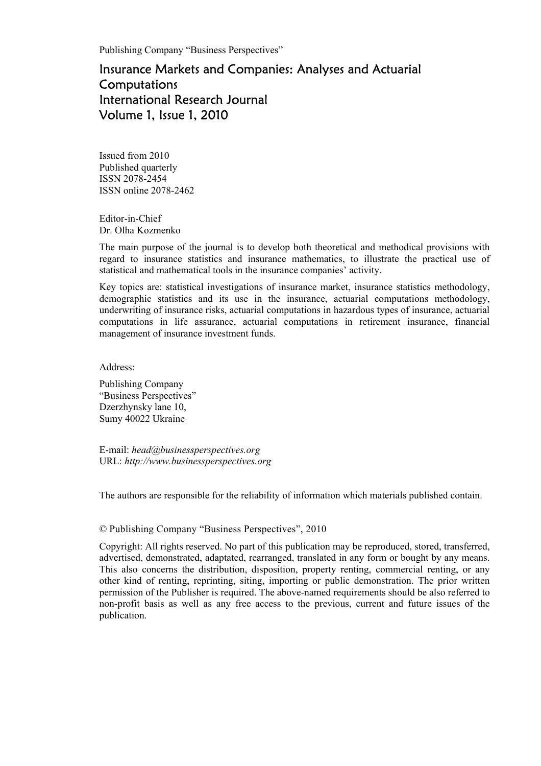Publishing Company "Business Perspectives"

# Insurance Markets and Companies: Analyses and Actuarial Computations
## International Research Journal
## Volume 1, Issue 1, 2010

Issued from 2010
Published quarterly
ISSN 2078-2454
ISSN online 2078-2462

Editor-in-Chief
Dr. Olha Kozmenko

The main purpose of the journal is to develop both theoretical and methodical provisions with regard to insurance statistics and insurance mathematics, to illustrate the practical use of statistical and mathematical tools in the insurance companies' activity.

Key topics are: statistical investigations of insurance market, insurance statistics methodology, demographic statistics and its use in the insurance, actuarial computations methodology, underwriting of insurance risks, actuarial computations in hazardous types of insurance, actuarial computations in life assurance, actuarial computations in retirement insurance, financial management of insurance investment funds.

Address:

Publishing Company
"Business Perspectives"
Dzerzhynsky lane 10,
Sumy 40022 Ukraine

E-mail: *head@businessperspectives.org*
URL: *http://www.businessperspectives.org*

The authors are responsible for the reliability of information which materials published contain.

© Publishing Company "Business Perspectives", 2010

Copyright: All rights reserved. No part of this publication may be reproduced, stored, transferred, advertised, demonstrated, adaptated, rearranged, translated in any form or bought by any means. This also concerns the distribution, disposition, property renting, commercial renting, or any other kind of renting, reprinting, siting, importing or public demonstration. The prior written permission of the Publisher is required. The above-named requirements should be also referred to non-profit basis as well as any free access to the previous, current and future issues of the publication.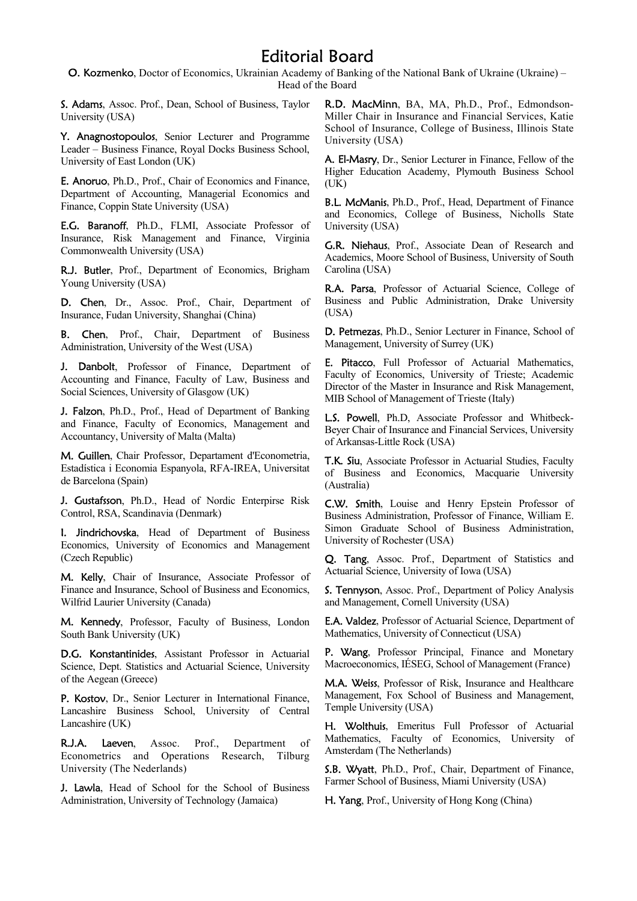# Editorial Board

**O. Kozmenko**, Doctor of Economics, Ukrainian Academy of Banking of the National Bank of Ukraine (Ukraine) – Head of the Board

**S. Adams**, Assoc. Prof., Dean, School of Business, Taylor University (USA)

**Y. Anagnostopoulos**, Senior Lecturer and Programme Leader – Business Finance, Royal Docks Business School, University of East London (UK)

**E. Anoruo**, Ph.D., Prof., Chair of Economics and Finance, Department of Accounting, Managerial Economics and Finance, Coppin State University (USA)

**E.G. Baranoff**, Ph.D., FLMI, Associate Professor of Insurance, Risk Management and Finance, Virginia Commonwealth University (USA)

**R.J. Butler**, Prof., Department of Economics, Brigham Young University (USA)

**D. Chen**, Dr., Assoc. Prof., Chair, Department of Insurance, Fudan University, Shanghai (China)

**B. Chen**, Prof., Chair, Department of Business Administration, University of the West (USA)

**J. Danbolt**, Professor of Finance, Department of Accounting and Finance, Faculty of Law, Business and Social Sciences, University of Glasgow (UK)

**J. Falzon**, Ph.D., Prof., Head of Department of Banking and Finance, Faculty of Economics, Management and Accountancy, University of Malta (Malta)

**M. Guillen**, Chair Professor, Departament d'Econometria, Estadística i Economia Espanyola, RFA-IREA, Universitat de Barcelona (Spain)

**J. Gustafsson**, Ph.D., Head of Nordic Enterpirse Risk Control, RSA, Scandinavia (Denmark)

**I. Jindrichovska**, Head of Department of Business Economics, University of Economics and Management (Czech Republic)

**M. Kelly**, Chair of Insurance, Associate Professor of Finance and Insurance, School of Business and Economics, Wilfrid Laurier University (Canada)

**M. Kennedy**, Professor, Faculty of Business, London South Bank University (UK)

**D.G. Konstantinides**, Assistant Professor in Actuarial Science, Dept. Statistics and Actuarial Science, University of the Aegean (Greece)

**P. Kostov**, Dr., Senior Lecturer in International Finance, Lancashire Business School, University of Central Lancashire (UK)

**R.J.A. Laeven**, Assoc. Prof., Department of Econometrics and Operations Research, Tilburg University (The Nederlands)

**J. Lawla**, Head of School for the School of Business Administration, University of Technology (Jamaica)

**R.D. MacMinn**, BA, MA, Ph.D., Prof., Edmondson-Miller Chair in Insurance and Financial Services, Katie School of Insurance, College of Business, Illinois State University (USA)

**A. El-Masry**, Dr., Senior Lecturer in Finance, Fellow of the Higher Education Academy, Plymouth Business School (UK)

**B.L. McManis**, Ph.D., Prof., Head, Department of Finance and Economics, College of Business, Nicholls State University (USA)

**G.R. Niehaus**, Prof., Associate Dean of Research and Academics, Moore School of Business, University of South Carolina (USA)

**R.A. Parsa**, Professor of Actuarial Science, College of Business and Public Administration, Drake University (USA)

**D. Petmezas**, Ph.D., Senior Lecturer in Finance, School of Management, University of Surrey (UK)

**E. Pitacco**, Full Professor of Actuarial Mathematics, Faculty of Economics, University of Trieste; Academic Director of the Master in Insurance and Risk Management, MIB School of Management of Trieste (Italy)

**L.S. Powell**, Ph.D, Associate Professor and Whitbeck-Beyer Chair of Insurance and Financial Services, University of Arkansas-Little Rock (USA)

**T.K. Siu**, Associate Professor in Actuarial Studies, Faculty of Business and Economics, Macquarie University (Australia)

**C.W. Smith**, Louise and Henry Epstein Professor of Business Administration, Professor of Finance, William E. Simon Graduate School of Business Administration, University of Rochester (USA)

**Q. Tang**, Assoc. Prof., Department of Statistics and Actuarial Science, University of Iowa (USA)

**S. Tennyson**, Assoc. Prof., Department of Policy Analysis and Management, Cornell University (USA)

**E.A. Valdez**, Professor of Actuarial Science, Department of Mathematics, University of Connecticut (USA)

**P. Wang**, Professor Principal, Finance and Monetary Macroeconomics, IÉSEG, School of Management (France)

**M.A. Weiss**, Professor of Risk, Insurance and Healthcare Management, Fox School of Business and Management, Temple University (USA)

**H. Wolthuis**, Emeritus Full Professor of Actuarial Mathematics, Faculty of Economics, University of Amsterdam (The Netherlands)

**S.B. Wyatt**, Ph.D., Prof., Chair, Department of Finance, Farmer School of Business, Miami University (USA)

**H. Yang**, Prof., University of Hong Kong (China)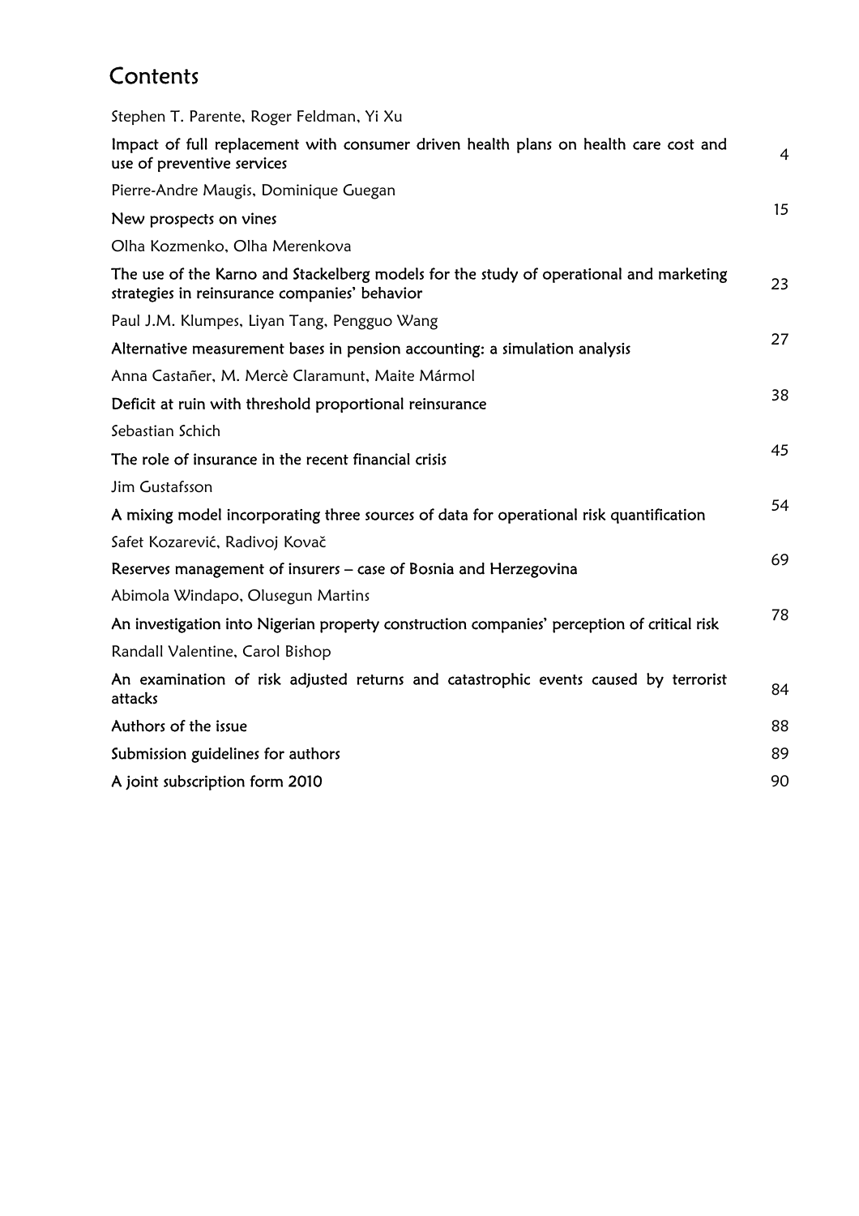# Contents

Stephen T. Parente, Roger Feldman, Yi Xu

**Impact of full replacement with consumer driven health plans on health care cost and use of preventive services** 4

Pierre-Andre Maugis, Dominique Guegan

**New prospects on vines** 15

Olha Kozmenko, Olha Merenkova

**The use of the Karno and Stackelberg models for the study of operational and marketing strategies in reinsurance companies' behavior** 23

Paul J.M. Klumpes, Liyan Tang, Pengguo Wang

**Alternative measurement bases in pension accounting: a simulation analysis** 27

Anna Castañer, M. Mercè Claramunt, Maite Mármol

**Deficit at ruin with threshold proportional reinsurance** 38

Sebastian Schich

**The role of insurance in the recent financial crisis** 45

Jim Gustafsson

**A mixing model incorporating three sources of data for operational risk quantification** 54

Safet Kozarević, Radivoj Kovač

**Reserves management of insurers – case of Bosnia and Herzegovina** 69

Abimola Windapo, Olusegun Martins

**An investigation into Nigerian property construction companies' perception of critical risk** 78

Randall Valentine, Carol Bishop

**An examination of risk adjusted returns and catastrophic events caused by terrorist attacks** 84

**Authors of the issue** 88

**Submission guidelines for authors** 89

**A joint subscription form 2010** 90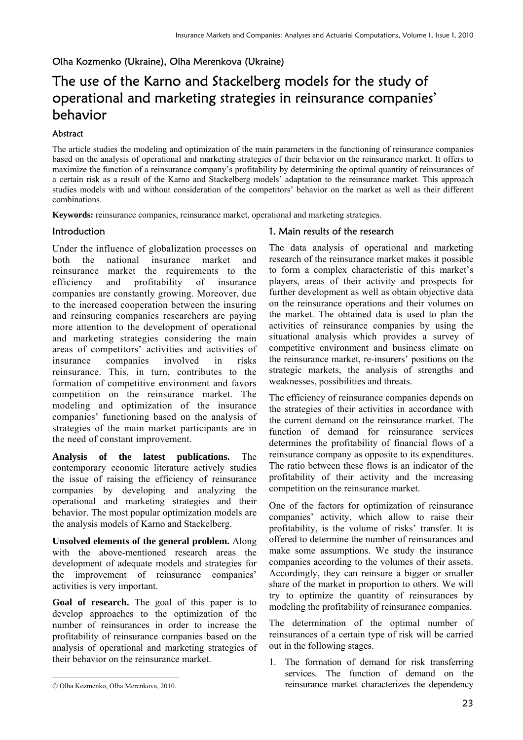Olha Kozmenko (Ukraine), Olha Merenkova (Ukraine)

# The use of the Karno and Stackelberg models for the study of operational and marketing strategies in reinsurance companies' behavior

### Abstract

The article studies the modeling and optimization of the main parameters in the functioning of reinsurance companies based on the analysis of operational and marketing strategies of their behavior on the reinsurance market. It offers to maximize the function of a reinsurance company's profitability by determining the optimal quantity of reinsurances of a certain risk as a result of the Karno and Stackelberg models' adaptation to the reinsurance market. This approach studies models with and without consideration of the competitors' behavior on the market as well as their different combinations.

**Keywords:** reinsurance companies, reinsurance market, operational and marketing strategies.

## Introduction

Under the influence of globalization processes on both the national insurance market and reinsurance market the requirements to the efficiency and profitability of insurance companies are constantly growing. Moreover, due to the increased cooperation between the insuring and reinsuring companies researchers are paying more attention to the development of operational and marketing strategies considering the main areas of competitors' activities and activities of insurance companies involved in risks reinsurance. This, in turn, contributes to the formation of competitive environment and favors competition on the reinsurance market. The modeling and optimization of the insurance companies' functioning based on the analysis of strategies of the main market participants are in the need of constant improvement.

**Analysis of the latest publications.** The contemporary economic literature actively studies the issue of raising the efficiency of reinsurance companies by developing and analyzing the operational and marketing strategies and their behavior. The most popular optimization models are the analysis models of Karno and Stackelberg.

**Unsolved elements of the general problem.** Along with the above-mentioned research areas the development of adequate models and strategies for the improvement of reinsurance companies' activities is very important.

**Goal of research.** The goal of this paper is to develop approaches to the optimization of the number of reinsurances in order to increase the profitability of reinsurance companies based on the analysis of operational and marketing strategies of their behavior on the reinsurance market.

## 1. Main results of the research

The data analysis of operational and marketing research of the reinsurance market makes it possible to form a complex characteristic of this market's players, areas of their activity and prospects for further development as well as obtain objective data on the reinsurance operations and their volumes on the market. The obtained data is used to plan the activities of reinsurance companies by using the situational analysis which provides a survey of competitive environment and business climate on the reinsurance market, re-insurers' positions on the strategic markets, the analysis of strengths and weaknesses, possibilities and threats.

The efficiency of reinsurance companies depends on the strategies of their activities in accordance with the current demand on the reinsurance market. The function of demand for reinsurance services determines the profitability of financial flows of a reinsurance company as opposite to its expenditures. The ratio between these flows is an indicator of the profitability of their activity and the increasing competition on the reinsurance market.

One of the factors for optimization of reinsurance companies' activity, which allow to raise their profitability, is the volume of risks' transfer. It is offered to determine the number of reinsurances and make some assumptions. We study the insurance companies according to the volumes of their assets. Accordingly, they can reinsure a bigger or smaller share of the market in proportion to others. We will try to optimize the quantity of reinsurances by modeling the profitability of reinsurance companies.

The determination of the optimal number of reinsurances of a certain type of risk will be carried out in the following stages.

1. The formation of demand for risk transferring services. The function of demand on the reinsurance market characterizes the dependency

© Olha Kozmenko, Olha Merenkova, 2010.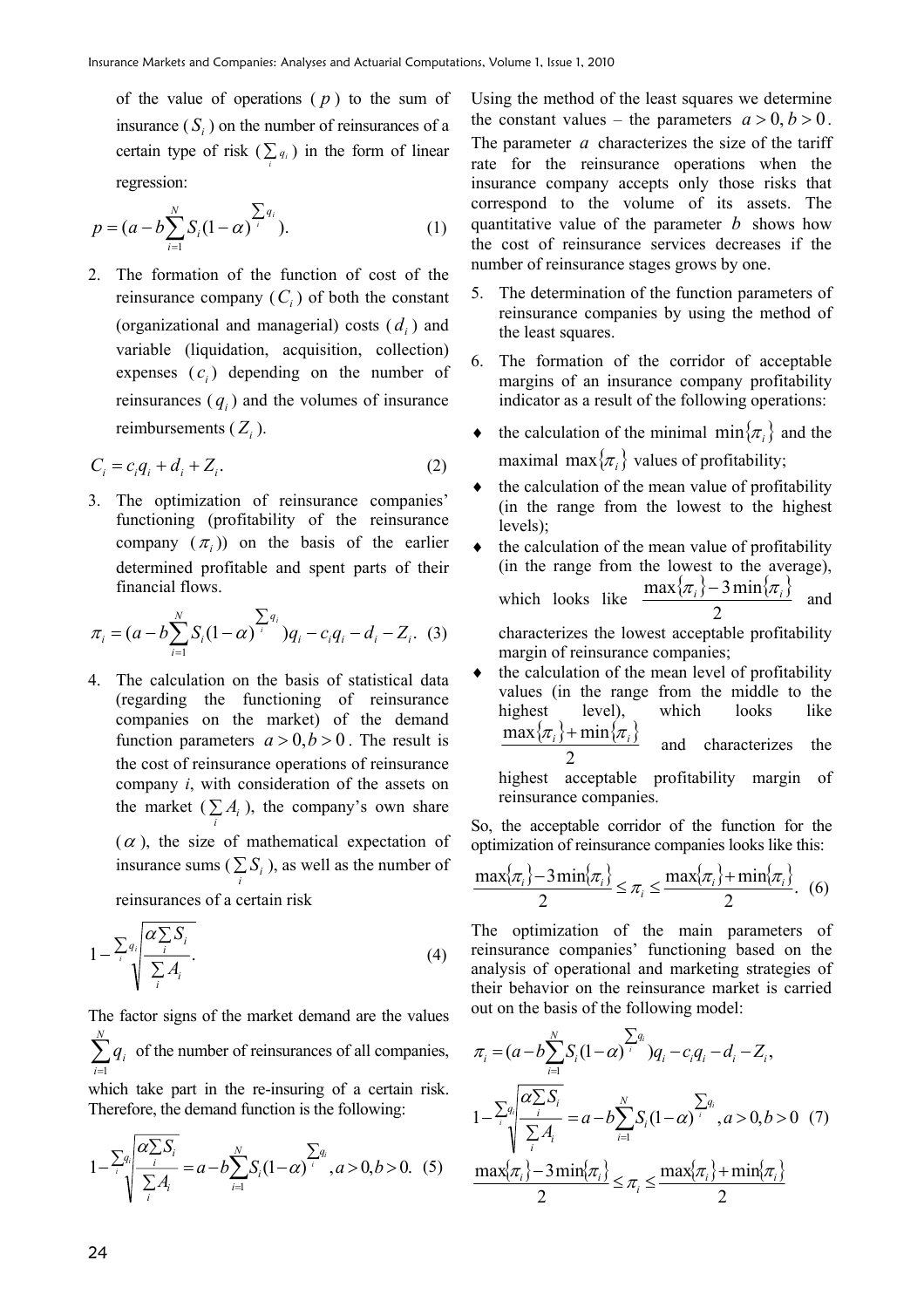of the value of operations ($p$) to the sum of insurance ($S_i$) on the number of reinsurances of a certain type of risk ($\sum_i q_i$) in the form of linear regression:

$$p = (a - b\sum_{i=1}^{N} S_i (1-\alpha)^{\sum_i q_i}). \quad (1)$$

2. The formation of the function of cost of the reinsurance company ($C_i$) of both the constant (organizational and managerial) costs ($d_i$) and variable (liquidation, acquisition, collection) expenses ($c_i$) depending on the number of reinsurances ($q_i$) and the volumes of insurance reimbursements ($Z_i$).

$$C_i = c_i q_i + d_i + Z_i. \quad (2)$$

3. The optimization of reinsurance companies' functioning (profitability of the reinsurance company ($\pi_i$)) on the basis of the earlier determined profitable and spent parts of their financial flows.

$$\pi_i = (a - b\sum_{i=1}^{N} S_i (1-\alpha)^{\sum_i q_i})q_i - c_i q_i - d_i - Z_i. \quad (3)$$

4. The calculation on the basis of statistical data (regarding the functioning of reinsurance companies on the market) of the demand function parameters $a > 0, b > 0$. The result is the cost of reinsurance operations of reinsurance company *i*, with consideration of the assets on the market ($\sum_i A_i$), the company's own share ($\alpha$), the size of mathematical expectation of insurance sums ($\sum_i S_i$), as well as the number of reinsurances of a certain risk

$$1 - \sqrt[\sum_i q_i]{\frac{\alpha \sum_i S_i}{\sum_i A_i}}. \quad (4)$$

The factor signs of the market demand are the values $\sum_{i=1}^{N} q_i$ of the number of reinsurances of all companies, which take part in the re-insuring of a certain risk. Therefore, the demand function is the following:

$$1 - \sqrt[\sum_i q_i]{\frac{\alpha \sum_i S_i}{\sum_i A_i}} = a - b\sum_{i=1}^{N} S_i (1-\alpha)^{\sum_i q_i}, a > 0, b > 0. \quad (5)$$

Using the method of the least squares we determine the constant values – the parameters $a > 0, b > 0$. The parameter $a$ characterizes the size of the tariff rate for the reinsurance operations when the insurance company accepts only those risks that correspond to the volume of its assets. The quantitative value of the parameter $b$ shows how the cost of reinsurance services decreases if the number of reinsurance stages grows by one.

5. The determination of the function parameters of reinsurance companies by using the method of the least squares.

6. The formation of the corridor of acceptable margins of an insurance company profitability indicator as a result of the following operations:

- the calculation of the minimal $\min\{\pi_i\}$ and the maximal $\max\{\pi_i\}$ values of profitability;
- the calculation of the mean value of profitability (in the range from the lowest to the highest levels);
- the calculation of the mean value of profitability (in the range from the lowest to the average), which looks like $\frac{\max\{\pi_i\} - 3\min\{\pi_i\}}{2}$ and characterizes the lowest acceptable profitability margin of reinsurance companies;
- the calculation of the mean level of profitability values (in the range from the middle to the highest level), which looks like $\frac{\max\{\pi_i\} + \min\{\pi_i\}}{2}$ and characterizes the highest acceptable profitability margin of reinsurance companies.

So, the acceptable corridor of the function for the optimization of reinsurance companies looks like this:

$$\frac{\max\{\pi_i\} - 3\min\{\pi_i\}}{2} \leq \pi_i \leq \frac{\max\{\pi_i\} + \min\{\pi_i\}}{2}. \quad (6)$$

The optimization of the main parameters of reinsurance companies' functioning based on the analysis of operational and marketing strategies of their behavior on the reinsurance market is carried out on the basis of the following model:

$$\pi_i = (a - b\sum_{i=1}^{N} S_i (1-\alpha)^{\sum_i q_i})q_i - c_i q_i - d_i - Z_i,$$

$$1 - \sqrt[\sum_i q_i]{\frac{\alpha \sum_i S_i}{\sum_i A_i}} = a - b\sum_{i=1}^{N} S_i (1-\alpha)^{\sum_i q_i}, a > 0, b > 0 \quad (7)$$

$$\frac{\max\{\pi_i\} - 3\min\{\pi_i\}}{2} \leq \pi_i \leq \frac{\max\{\pi_i\} + \min\{\pi_i\}}{2}$$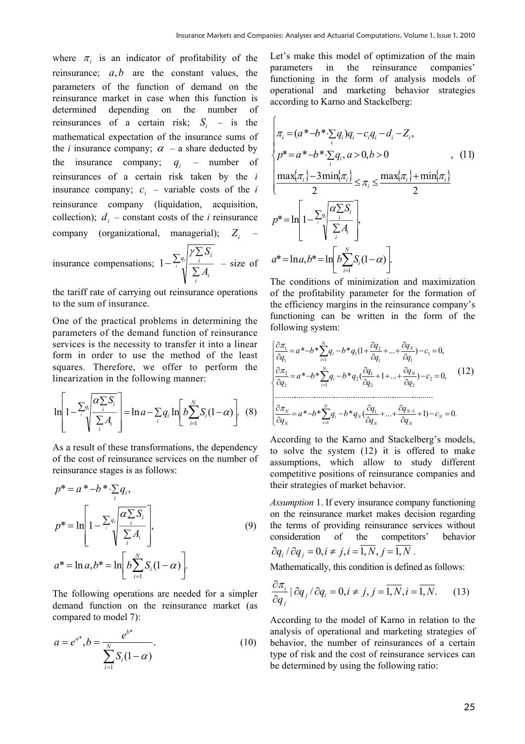where $\pi_i$ is an indicator of profitability of the reinsurance; $a, b$ are the constant values, the parameters of the function of demand on the reinsurance market in case when this function is determined depending on the number of reinsurances of a certain risk; $S_i$ – is the mathematical expectation of the insurance sums of the *i* insurance company; $\alpha$ – a share deducted by the insurance company; $q_i$ – number of reinsurances of a certain risk taken by the *i* insurance company; $c_i$ – variable costs of the *i* reinsurance company (liquidation, acquisition, collection); $d_i$ – constant costs of the *i* reinsurance company (organizational, managerial); $Z_i$ – insurance compensations; $1 - \sqrt[\sum_i q_i]{\frac{\gamma \sum_i S_i}{\sum_i A_i}}$ – size of the tariff rate of carrying out reinsurance operations to the sum of insurance.

One of the practical problems in determining the parameters of the demand function of reinsurance services is the necessity to transfer it into a linear form in order to use the method of the least squares. Therefore, we offer to perform the linearization in the following manner:

$$\ln\left[1 - \sqrt[\sum_i q_i]{\frac{\alpha \sum_i S_i}{\sum_i A_i}}\right] = \ln a - \sum_i q_i \ln\left[b \sum_{i=1}^{N} S_i (1-\alpha)\right]. \quad (8)$$

As a result of these transformations, the dependency of the cost of reinsurance services on the number of reinsurance stages is as follows:

$$p^* = a^* - b^* \cdot \sum_i q_i,$$

$$p^* = \ln\left[1 - \sqrt[\sum_i q_i]{\frac{\alpha \sum_i S_i}{\sum_i A_i}}\right], \quad (9)$$

$$a^* = \ln a, b^* = \ln\left[b \sum_{i=1}^{N} S_i (1-\alpha)\right].$$

The following operations are needed for a simpler demand function on the reinsurance market (as compared to model 7):

$$a = e^{a^*}, b = \frac{e^{b^*}}{\sum_{i=1}^{N} S_i (1-\alpha)}. \quad (10)$$

Let's make this model of optimization of the main parameters in the reinsurance companies' functioning in the form of analysis models of operational and marketing behavior strategies according to Karno and Stackelberg:

$$\begin{cases} \pi_i = (a^* - b^* \cdot \sum_i q_i) q_i - c_i q_i - d_i - Z_i, \\ p^* = a^* - b^* \cdot \sum_i q_i, a > 0, b > 0 \\ \frac{\max\{\pi_i\} - 3\min\{\pi_i\}}{2} \leq \pi_i \leq \frac{\max\{\pi_i\} + \min\{\pi_i\}}{2} \end{cases}, \quad (11)$$

$$p^* = \ln\left[1 - \sqrt[\sum_i q_i]{\frac{\alpha \sum_i S_i}{\sum_i A_i}}\right],$$

$$a^* = \ln a, b^* = \ln\left[b \sum_{i=1}^{N} S_i (1-\alpha)\right].$$

The conditions of minimization and maximization of the profitability parameter for the formation of the efficiency margins in the reinsurance company's functioning can be written in the form of the following system:

$$\begin{cases} \frac{\partial \pi_1}{\partial q_1} = a^* - b^* \sum_{i=1}^{N} q_i - b^* q_1 (1 + \frac{\partial q_2}{\partial q_1} + ... + \frac{\partial q_N}{\partial q_1}) - c_1 = 0, \\ \frac{\partial \pi_2}{\partial q_2} = a^* - b^* \sum_{i=1}^{N} q_i - b^* q_2 (\frac{\partial q_1}{\partial q_2} + 1 + ... + \frac{\partial q_N}{\partial q_2}) - c_2 = 0, \\ \dots\dots\dots\dots\dots\dots\dots\dots\dots\dots\dots\dots \\ \frac{\partial \pi_N}{\partial q_N} = a^* - b^* \sum_{i=1}^{N} q_i - b^* q_N (\frac{\partial q_1}{\partial q_N} + ... + \frac{\partial q_{N-1}}{\partial q_N} + 1) - c_N = 0. \end{cases} \quad (12)$$

According to the Karno and Stackelberg's models, to solve the system (12) it is offered to make assumptions, which allow to study different competitive positions of reinsurance companies and their strategies of market behavior.

*Assumption* 1. If every insurance company functioning on the reinsurance market makes decision regarding the terms of providing reinsurance services without consideration of the competitors' behavior $\partial q_i / \partial q_j = 0, i \neq j, i = \overline{1, N}, j = \overline{1, N}$.

Mathematically, this condition is defined as follows:

$$\frac{\partial \pi_i}{\partial q_j} | \partial q_j / \partial q_i = 0, i \neq j, j = \overline{1, N}, i = \overline{1, N}. \quad (13)$$

According to the model of Karno in relation to the analysis of operational and marketing strategies of behavior, the number of reinsurances of a certain type of risk and the cost of reinsurance services can be determined by using the following ratio: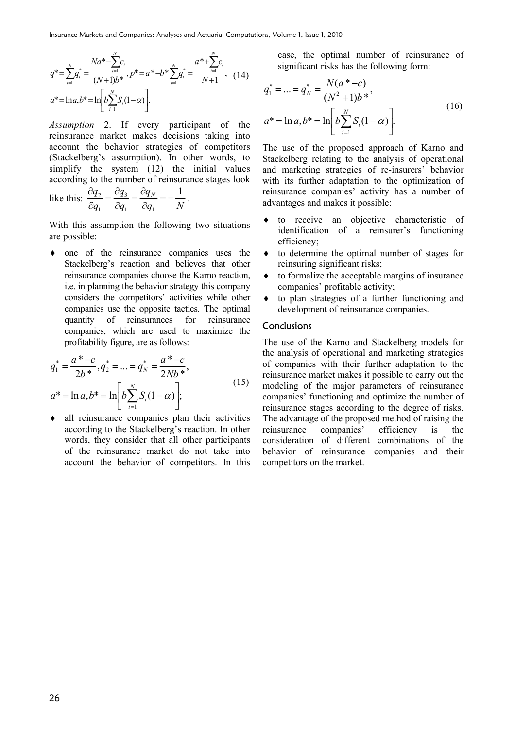$$q^* = \sum_{i=1}^{N} q_i^* = \frac{Na^* - \sum_{i=1}^{N} c_i}{(N+1)b^*}, p^* = a^* - b^* \sum_{i=1}^{N} q_i^* = \frac{a^* + \sum_{i=1}^{N} c_i}{N+1}, \quad (14)$$
$$a^* = \ln a, b^* = \ln\left[ b \sum_{i=1}^{N} S_i (1-\alpha) \right].$$

*Assumption* 2. If every participant of the reinsurance market makes decisions taking into account the behavior strategies of competitors (Stackelberg's assumption). In other words, to simplify the system (12) the initial values according to the number of reinsurance stages look like this: $\frac{\partial q_2}{\partial q_1} = \frac{\partial q_3}{\partial q_1} = \frac{\partial q_N}{\partial q_1} = -\frac{1}{N}$.

With this assumption the following two situations are possible:

- one of the reinsurance companies uses the Stackelberg's reaction and believes that other reinsurance companies choose the Karno reaction, i.e. in planning the behavior strategy this company considers the competitors' activities while other companies use the opposite tactics. The optimal quantity of reinsurances for reinsurance companies, which are used to maximize the profitability figure, are as follows:

$$q_1^* = \frac{a^* - c}{2b^*}, q_2^* = ... = q_N^* = \frac{a^* - c}{2Nb^*},$$
$$a^* = \ln a, b^* = \ln\left[ b \sum_{i=1}^{N} S_i (1-\alpha) \right]; \quad (15)$$

- all reinsurance companies plan their activities according to the Stackelberg's reaction. In other words, they consider that all other participants of the reinsurance market do not take into account the behavior of competitors. In this case, the optimal number of reinsurance of significant risks has the following form:

$$q_1^* = ... = q_N^* = \frac{N(a^* - c)}{(N^2+1)b^*},$$
$$a^* = \ln a, b^* = \ln\left[ b \sum_{i=1}^{N} S_i (1-\alpha) \right]. \quad (16)$$

The use of the proposed approach of Karno and Stackelberg relating to the analysis of operational and marketing strategies of re-insurers' behavior with its further adaptation to the optimization of reinsurance companies' activity has a number of advantages and makes it possible:

- to receive an objective characteristic of identification of a reinsurer's functioning efficiency;
- to determine the optimal number of stages for reinsuring significant risks;
- to formalize the acceptable margins of insurance companies' profitable activity;
- to plan strategies of a further functioning and development of reinsurance companies.

## Conclusions

The use of the Karno and Stackelberg models for the analysis of operational and marketing strategies of companies with their further adaptation to the reinsurance market makes it possible to carry out the modeling of the major parameters of reinsurance companies' functioning and optimize the number of reinsurance stages according to the degree of risks. The advantage of the proposed method of raising the reinsurance companies' efficiency is the consideration of different combinations of the behavior of reinsurance companies and their competitors on the market.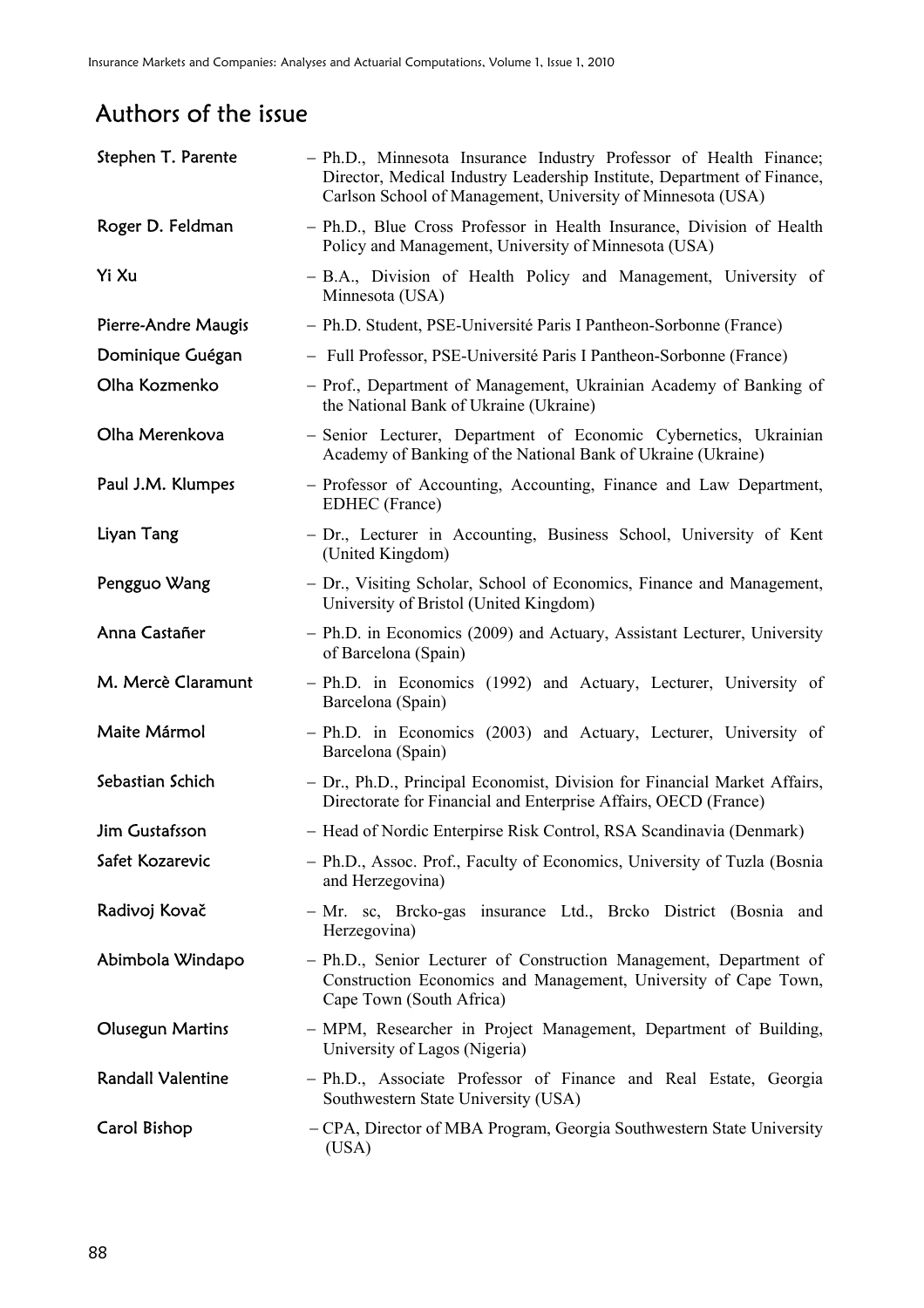## Authors of the issue

| | |
|---|---|
| Stephen T. Parente | – Ph.D., Minnesota Insurance Industry Professor of Health Finance; Director, Medical Industry Leadership Institute, Department of Finance, Carlson School of Management, University of Minnesota (USA) |
| Roger D. Feldman | – Ph.D., Blue Cross Professor in Health Insurance, Division of Health Policy and Management, University of Minnesota (USA) |
| Yi Xu | – B.A., Division of Health Policy and Management, University of Minnesota (USA) |
| Pierre-Andre Maugis | – Ph.D. Student, PSE-Université Paris I Pantheon-Sorbonne (France) |
| Dominique Guégan | – Full Professor, PSE-Université Paris I Pantheon-Sorbonne (France) |
| Olha Kozmenko | – Prof., Department of Management, Ukrainian Academy of Banking of the National Bank of Ukraine (Ukraine) |
| Olha Merenkova | – Senior Lecturer, Department of Economic Cybernetics, Ukrainian Academy of Banking of the National Bank of Ukraine (Ukraine) |
| Paul J.M. Klumpes | – Professor of Accounting, Accounting, Finance and Law Department, EDHEC (France) |
| Liyan Tang | – Dr., Lecturer in Accounting, Business School, University of Kent (United Kingdom) |
| Pengguo Wang | – Dr., Visiting Scholar, School of Economics, Finance and Management, University of Bristol (United Kingdom) |
| Anna Castañer | – Ph.D. in Economics (2009) and Actuary, Assistant Lecturer, University of Barcelona (Spain) |
| M. Mercè Claramunt | – Ph.D. in Economics (1992) and Actuary, Lecturer, University of Barcelona (Spain) |
| Maite Mármol | – Ph.D. in Economics (2003) and Actuary, Lecturer, University of Barcelona (Spain) |
| Sebastian Schich | – Dr., Ph.D., Principal Economist, Division for Financial Market Affairs, Directorate for Financial and Enterprise Affairs, OECD (France) |
| Jim Gustafsson | – Head of Nordic Enterpirse Risk Control, RSA Scandinavia (Denmark) |
| Safet Kozarevic | – Ph.D., Assoc. Prof., Faculty of Economics, University of Tuzla (Bosnia and Herzegovina) |
| Radivoj Kovač | – Mr. sc, Brcko-gas insurance Ltd., Brcko District (Bosnia and Herzegovina) |
| Abimbola Windapo | – Ph.D., Senior Lecturer of Construction Management, Department of Construction Economics and Management, University of Cape Town, Cape Town (South Africa) |
| Olusegun Martins | – MPM, Researcher in Project Management, Department of Building, University of Lagos (Nigeria) |
| Randall Valentine | – Ph.D., Associate Professor of Finance and Real Estate, Georgia Southwestern State University (USA) |
| Carol Bishop | – CPA, Director of MBA Program, Georgia Southwestern State University (USA) |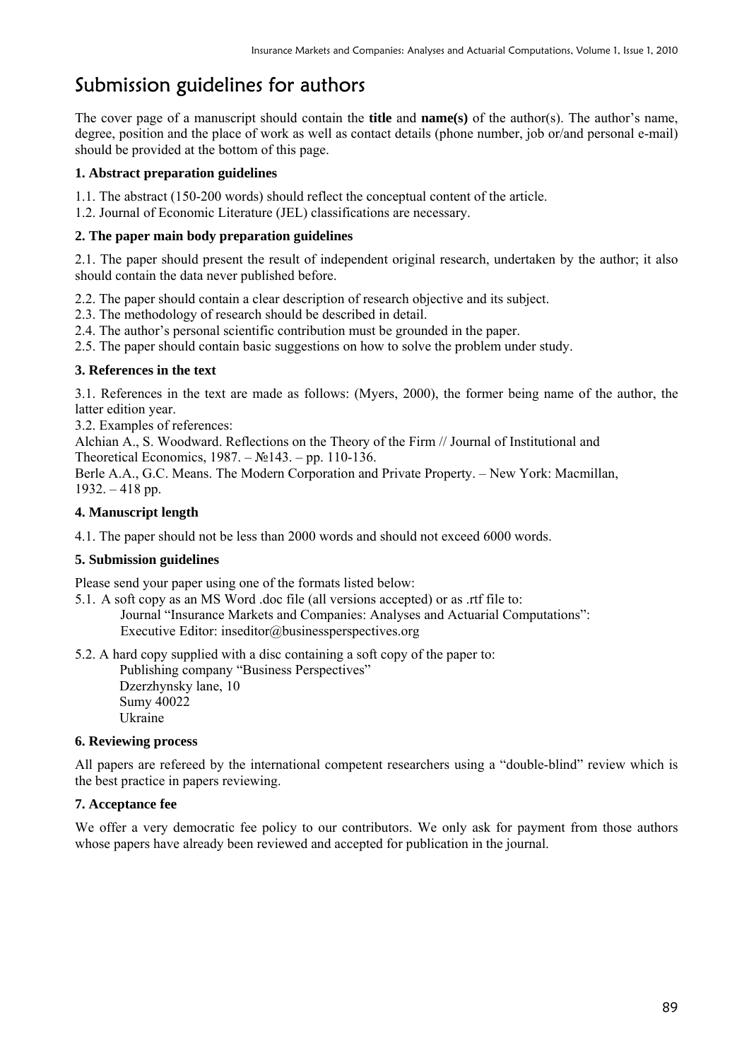# Submission guidelines for authors

The cover page of a manuscript should contain the **title** and **name(s)** of the author(s). The author's name, degree, position and the place of work as well as contact details (phone number, job or/and personal e-mail) should be provided at the bottom of this page.

### 1. Abstract preparation guidelines

1.1. The abstract (150-200 words) should reflect the conceptual content of the article.
1.2. Journal of Economic Literature (JEL) classifications are necessary.

### 2. The paper main body preparation guidelines

2.1. The paper should present the result of independent original research, undertaken by the author; it also should contain the data never published before.

2.2. The paper should contain a clear description of research objective and its subject.
2.3. The methodology of research should be described in detail.
2.4. The author's personal scientific contribution must be grounded in the paper.
2.5. The paper should contain basic suggestions on how to solve the problem under study.

### 3. References in the text

3.1. References in the text are made as follows: (Myers, 2000), the former being name of the author, the latter edition year.
3.2. Examples of references:
Alchian A., S. Woodward. Reflections on the Theory of the Firm // Journal of Institutional and Theoretical Economics, 1987. – №143. – pp. 110-136.
Berle A.A., G.C. Means. The Modern Corporation and Private Property. – New York: Macmillan, 1932. – 418 pp.

### 4. Manuscript length

4.1. The paper should not be less than 2000 words and should not exceed 6000 words.

### 5. Submission guidelines

Please send your paper using one of the formats listed below:

5.1. A soft copy as an MS Word .doc file (all versions accepted) or as .rtf file to:
Journal "Insurance Markets and Companies: Analyses and Actuarial Computations":
Executive Editor: inseditor@businessperspectives.org

5.2. A hard copy supplied with a disc containing a soft copy of the paper to:
Publishing company "Business Perspectives"
Dzerzhynsky lane, 10
Sumy 40022
Ukraine

### 6. Reviewing process

All papers are refereed by the international competent researchers using a "double-blind" review which is the best practice in papers reviewing.

### 7. Acceptance fee

We offer a very democratic fee policy to our contributors. We only ask for payment from those authors whose papers have already been reviewed and accepted for publication in the journal.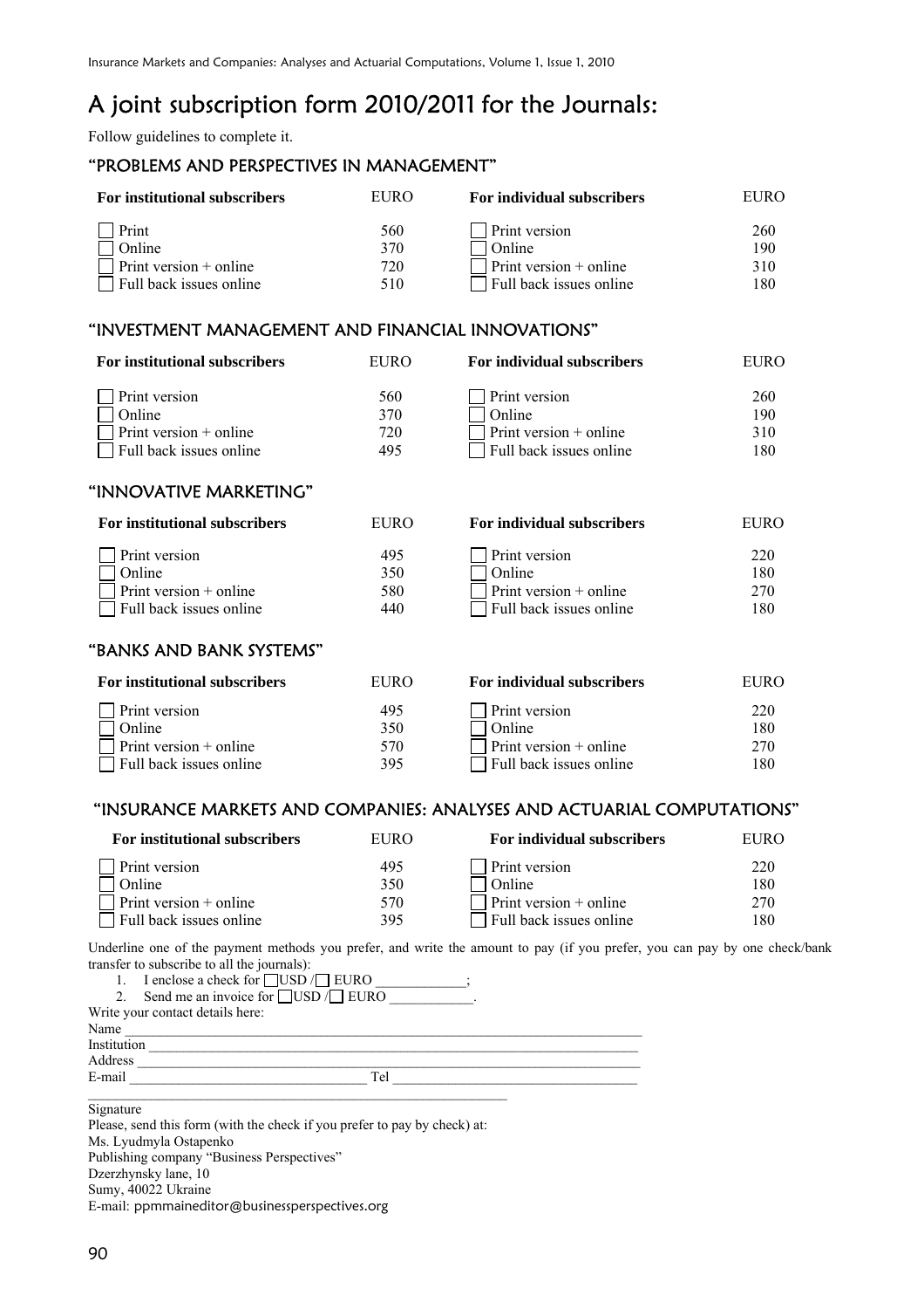# A joint subscription form 2010/2011 for the Journals:

Follow guidelines to complete it.

## "PROBLEMS AND PERSPECTIVES IN MANAGEMENT"

| For institutional subscribers | EURO | For individual subscribers | EURO |
|---|---|---|---|
| ☐ Print | 560 | ☐ Print version | 260 |
| ☐ Online | 370 | ☐ Online | 190 |
| ☐ Print version + online | 720 | ☐ Print version + online | 310 |
| ☐ Full back issues online | 510 | ☐ Full back issues online | 180 |

## "INVESTMENT MANAGEMENT AND FINANCIAL INNOVATIONS"

| For institutional subscribers | EURO | For individual subscribers | EURO |
|---|---|---|---|
| ☐ Print version | 560 | ☐ Print version | 260 |
| ☐ Online | 370 | ☐ Online | 190 |
| ☐ Print version + online | 720 | ☐ Print version + online | 310 |
| ☐ Full back issues online | 495 | ☐ Full back issues online | 180 |

## "INNOVATIVE MARKETING"

| For institutional subscribers | EURO | For individual subscribers | EURO |
|---|---|---|---|
| ☐ Print version | 495 | ☐ Print version | 220 |
| ☐ Online | 350 | ☐ Online | 180 |
| ☐ Print version + online | 580 | ☐ Print version + online | 270 |
| ☐ Full back issues online | 440 | ☐ Full back issues online | 180 |

## "BANKS AND BANK SYSTEMS"

| For institutional subscribers | EURO | For individual subscribers | EURO |
|---|---|---|---|
| ☐ Print version | 495 | ☐ Print version | 220 |
| ☐ Online | 350 | ☐ Online | 180 |
| ☐ Print version + online | 570 | ☐ Print version + online | 270 |
| ☐ Full back issues online | 395 | ☐ Full back issues online | 180 |

## "INSURANCE MARKETS AND COMPANIES: ANALYSES AND ACTUARIAL COMPUTATIONS"

| For institutional subscribers | EURO | For individual subscribers | EURO |
|---|---|---|---|
| ☐ Print version | 495 | ☐ Print version | 220 |
| ☐ Online | 350 | ☐ Online | 180 |
| ☐ Print version + online | 570 | ☐ Print version + online | 270 |
| ☐ Full back issues online | 395 | ☐ Full back issues online | 180 |

Underline one of the payment methods you prefer, and write the amount to pay (if you prefer, you can pay by one check/bank transfer to subscribe to all the journals):

1. I enclose a check for ☐USD /☐ EURO ____________;
2. Send me an invoice for ☐USD /☐ EURO ___________.

Write your contact details here:

Name ______________________________________________________________________

Institution ___________________________________________________________________

Address _____________________________________________________________________

E-mail _________________________________ Tel _________________________________

_______________________________________________________

Signature

Please, send this form (with the check if you prefer to pay by check) at:

Ms. Lyudmyla Ostapenko

Publishing company "Business Perspectives"

Dzerzhynsky lane, 10

Sumy, 40022 Ukraine

E-mail: ppmmaineditor@businessperspectives.org